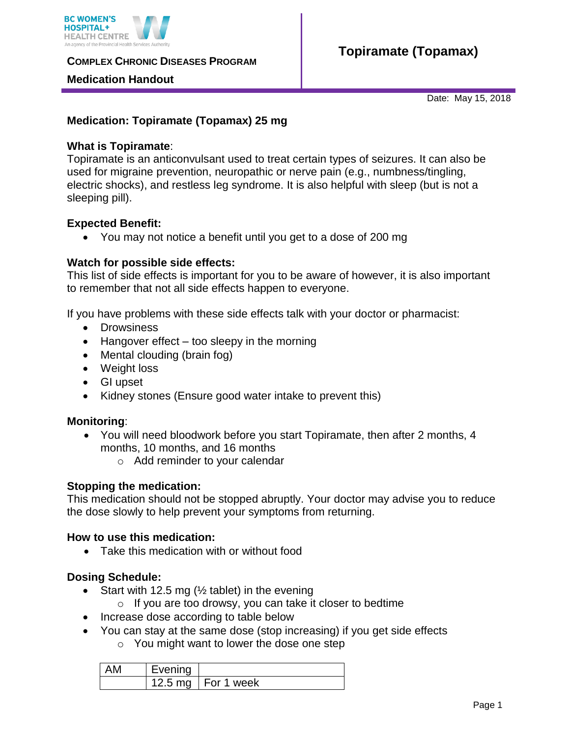BC WOMEN'S HOSPITAL+ HEALTH CENTRE
An agency of the Provincial Health Services Authority

**COMPLEX CHRONIC DISEASES PROGRAM**

**Medication Handout**

# Topiramate (Topamax)

Date: May 15, 2018

**Medication: Topiramate (Topamax) 25 mg**

**What is Topiramate**:
Topiramate is an anticonvulsant used to treat certain types of seizures. It can also be used for migraine prevention, neuropathic or nerve pain (e.g., numbness/tingling, electric shocks), and restless leg syndrome. It is also helpful with sleep (but is not a sleeping pill).

**Expected Benefit:**

- You may not notice a benefit until you get to a dose of 200 mg

**Watch for possible side effects:**
This list of side effects is important for you to be aware of however, it is also important to remember that not all side effects happen to everyone.

If you have problems with these side effects talk with your doctor or pharmacist:

- Drowsiness
- Hangover effect – too sleepy in the morning
- Mental clouding (brain fog)
- Weight loss
- GI upset
- Kidney stones (Ensure good water intake to prevent this)

**Monitoring**:

- You will need bloodwork before you start Topiramate, then after 2 months, 4 months, 10 months, and 16 months
  - Add reminder to your calendar

**Stopping the medication:**
This medication should not be stopped abruptly. Your doctor may advise you to reduce the dose slowly to help prevent your symptoms from returning.

**How to use this medication:**

- Take this medication with or without food

**Dosing Schedule:**

- Start with 12.5 mg (½ tablet) in the evening
  - If you are too drowsy, you can take it closer to bedtime
- Increase dose according to table below
- You can stay at the same dose (stop increasing) if you get side effects
  - You might want to lower the dose one step

| AM | Evening | |
|---|---|---|
| | 12.5 mg | For 1 week |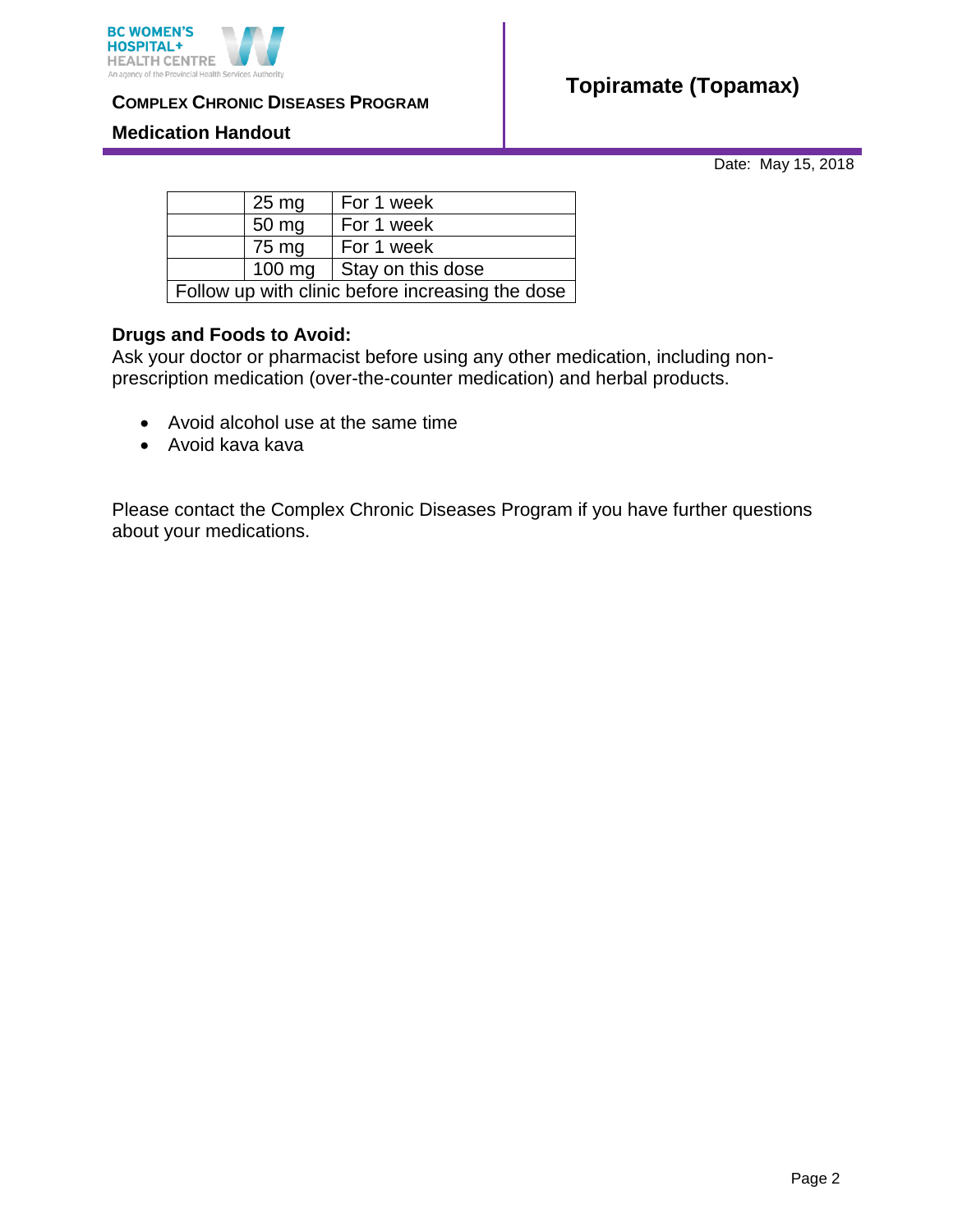| | | |
|---|---|---|
| | 25 mg | For 1 week |
| | 50 mg | For 1 week |
| | 75 mg | For 1 week |
| | 100 mg | Stay on this dose |
| Follow up with clinic before increasing the dose | | |

**Drugs and Foods to Avoid:**
Ask your doctor or pharmacist before using any other medication, including non-prescription medication (over-the-counter medication) and herbal products.

- Avoid alcohol use at the same time
- Avoid kava kava

Please contact the Complex Chronic Diseases Program if you have further questions about your medications.